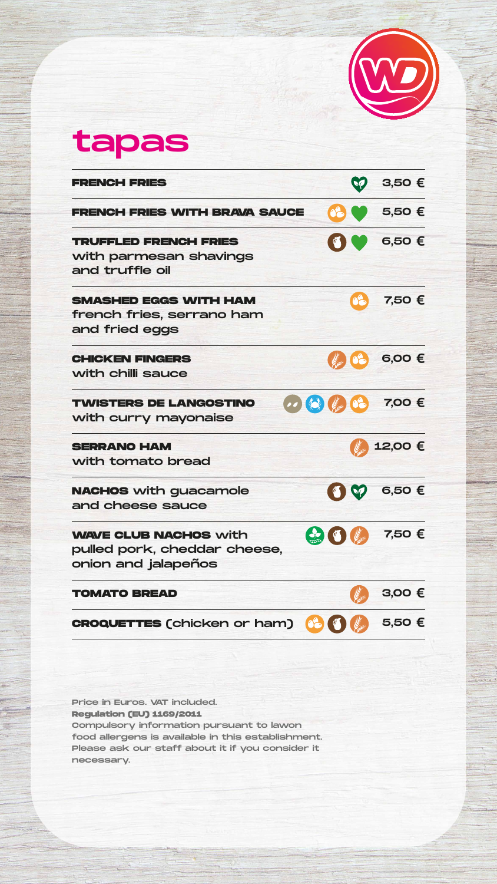# tapas

| Item | Price |
| --- | --- |
| **FRENCH FRIES** | 3,50 € |
| **FRENCH FRIES WITH BRAVA SAUCE** | 5,50 € |
| **TRUFFLED FRENCH FRIES** with parmesan shavings and truffle oil | 6,50 € |
| **SMASHED EGGS WITH HAM** french fries, serrano ham and fried eggs | 7,50 € |
| **CHICKEN FINGERS** with chilli sauce | 6,00 € |
| **TWISTERS DE LANGOSTINO** with curry mayonaise | 7,00 € |
| **SERRANO HAM** with tomato bread | 12,00 € |
| **NACHOS** with guacamole and cheese sauce | 6,50 € |
| **WAVE CLUB NACHOS** with pulled pork, cheddar cheese, onion and jalapeños | 7,50 € |
| **TOMATO BREAD** | 3,00 € |
| **CROQUETTES** (chicken or ham) | 5,50 € |

Price in Euros. VAT included.
**Regulation (EU) 1169/2011**
Compulsory information pursuant to lawon food allergens is available in this establishment. Please ask our staff about it if you consider it necessary.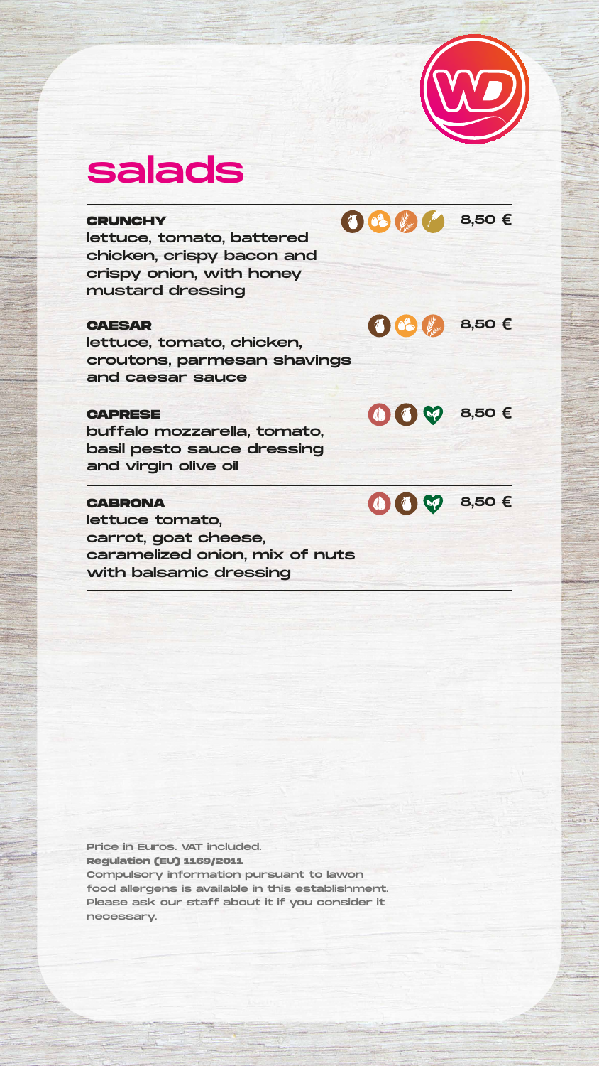# salads

**CRUNCHY** 8,50 €
lettuce, tomato, battered chicken, crispy bacon and crispy onion, with honey mustard dressing

**CAESAR** 8,50 €
lettuce, tomato, chicken, croutons, parmesan shavings and caesar sauce

**CAPRESE** 8,50 €
buffalo mozzarella, tomato, basil pesto sauce dressing and virgin olive oil

**CABRONA** 8,50 €
lettuce tomato, carrot, goat cheese, caramelized onion, mix of nuts with balsamic dressing

Price in Euros. VAT included.
**Regulation (EU) 1169/2011**
Compulsory information pursuant to lawon food allergens is available in this establishment. Please ask our staff about it if you consider it necessary.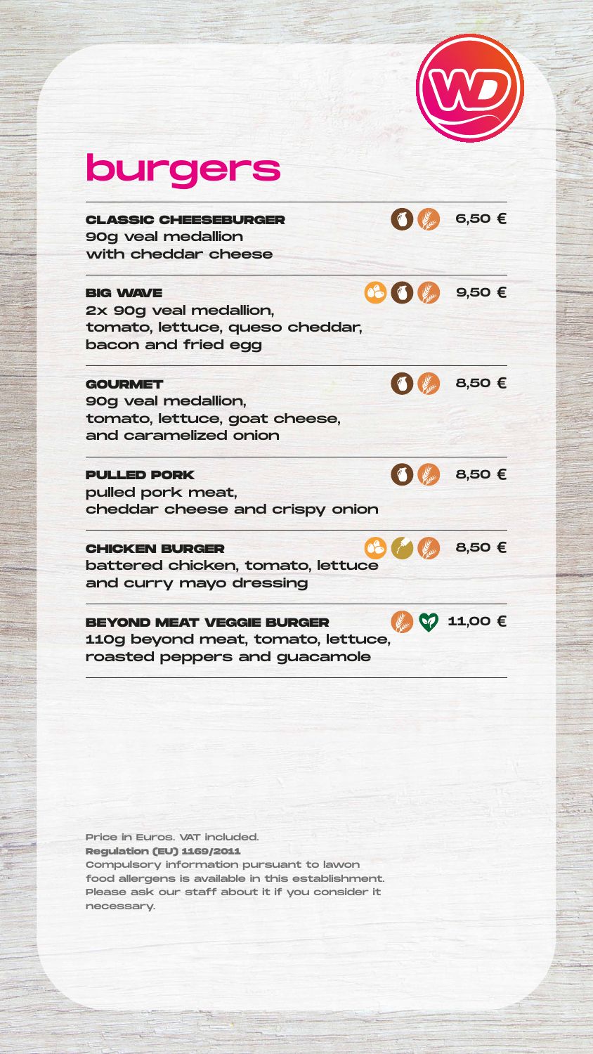# burgers

**CLASSIC CHEESEBURGER** — 6,50 €
90g veal medallion
with cheddar cheese

**BIG WAVE** — 9,50 €
2x 90g veal medallion,
tomato, lettuce, queso cheddar,
bacon and fried egg

**GOURMET** — 8,50 €
90g veal medallion,
tomato, lettuce, goat cheese,
and caramelized onion

**PULLED PORK** — 8,50 €
pulled pork meat,
cheddar cheese and crispy onion

**CHICKEN BURGER** — 8,50 €
battered chicken, tomato, lettuce
and curry mayo dressing

**BEYOND MEAT VEGGIE BURGER** — 11,00 €
110g beyond meat, tomato, lettuce,
roasted peppers and guacamole

Price in Euros. VAT included.
**Regulation (EU) 1169/2011**
Compulsory information pursuant to lawon food allergens is available in this establishment. Please ask our staff about it if you consider it necessary.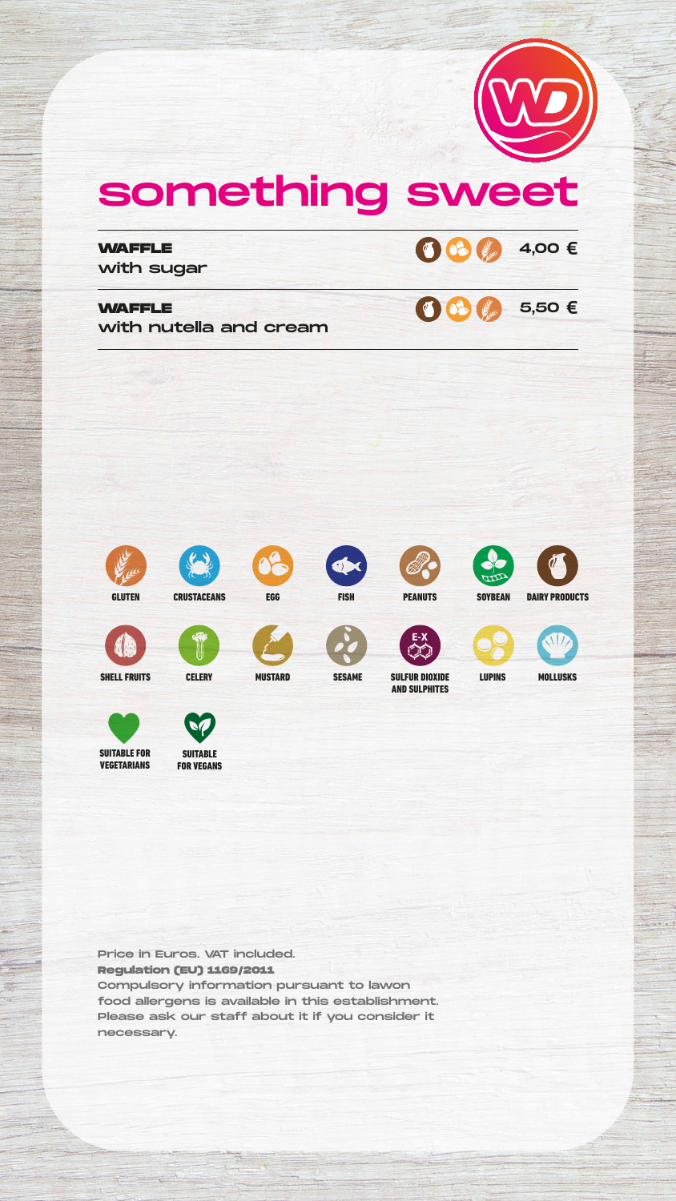# something sweet

**WAFFLE**
with sugar — 4,00 €

**WAFFLE**
with nutella and cream — 5,50 €

GLUTEN
CRUSTACEANS
EGG
FISH
PEANUTS
SOYBEAN
DAIRY PRODUCTS
SHELL FRUITS
CELERY
MUSTARD
SESAME
SULFUR DIOXIDE AND SULPHITES
LUPINS
MOLLUSKS
SUITABLE FOR VEGETARIANS
SUITABLE FOR VEGANS

Price in Euros. VAT included.
**Regulation (EU) 1169/2011**
Compulsory information pursuant to lawon food allergens is available in this establishment. Please ask our staff about it if you consider it necessary.